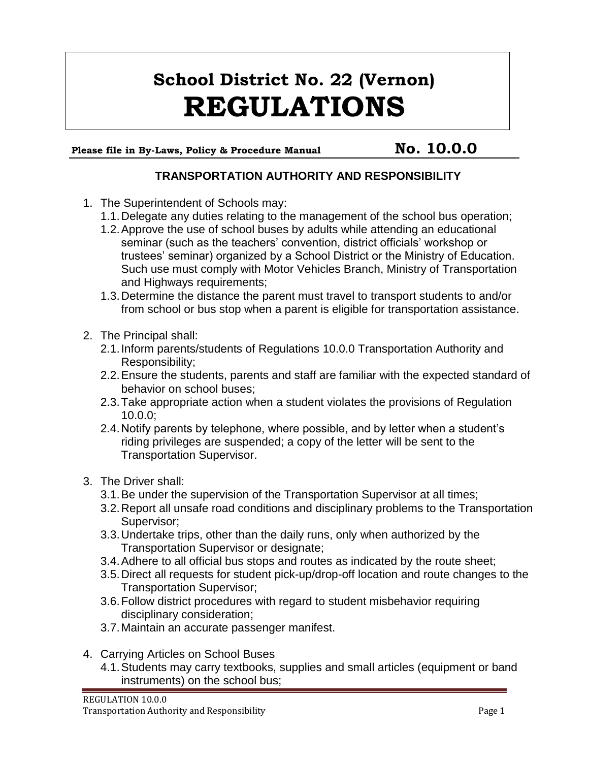# School District No. 22 (Vernon)
# REGULATIONS

**Please file in By-Laws, Policy & Procedure Manual** **No. 10.0.0**

## TRANSPORTATION AUTHORITY AND RESPONSIBILITY

1. The Superintendent of Schools may:
   1.1. Delegate any duties relating to the management of the school bus operation;
   1.2. Approve the use of school buses by adults while attending an educational seminar (such as the teachers' convention, district officials' workshop or trustees' seminar) organized by a School District or the Ministry of Education. Such use must comply with Motor Vehicles Branch, Ministry of Transportation and Highways requirements;
   1.3. Determine the distance the parent must travel to transport students to and/or from school or bus stop when a parent is eligible for transportation assistance.

2. The Principal shall:
   2.1. Inform parents/students of Regulations 10.0.0 Transportation Authority and Responsibility;
   2.2. Ensure the students, parents and staff are familiar with the expected standard of behavior on school buses;
   2.3. Take appropriate action when a student violates the provisions of Regulation 10.0.0;
   2.4. Notify parents by telephone, where possible, and by letter when a student's riding privileges are suspended; a copy of the letter will be sent to the Transportation Supervisor.

3. The Driver shall:
   3.1. Be under the supervision of the Transportation Supervisor at all times;
   3.2. Report all unsafe road conditions and disciplinary problems to the Transportation Supervisor;
   3.3. Undertake trips, other than the daily runs, only when authorized by the Transportation Supervisor or designate;
   3.4. Adhere to all official bus stops and routes as indicated by the route sheet;
   3.5. Direct all requests for student pick-up/drop-off location and route changes to the Transportation Supervisor;
   3.6. Follow district procedures with regard to student misbehavior requiring disciplinary consideration;
   3.7. Maintain an accurate passenger manifest.

4. Carrying Articles on School Buses
   4.1. Students may carry textbooks, supplies and small articles (equipment or band instruments) on the school bus;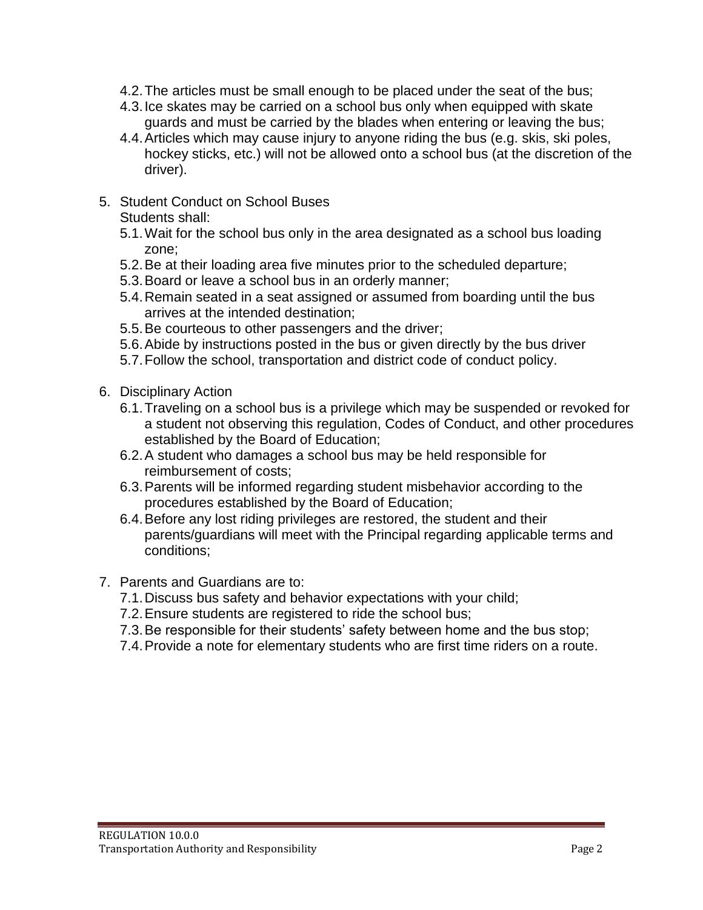4.2. The articles must be small enough to be placed under the seat of the bus;

4.3. Ice skates may be carried on a school bus only when equipped with skate guards and must be carried by the blades when entering or leaving the bus;

4.4. Articles which may cause injury to anyone riding the bus (e.g. skis, ski poles, hockey sticks, etc.) will not be allowed onto a school bus (at the discretion of the driver).

5. Student Conduct on School Buses

   Students shall:

   5.1. Wait for the school bus only in the area designated as a school bus loading zone;

   5.2. Be at their loading area five minutes prior to the scheduled departure;

   5.3. Board or leave a school bus in an orderly manner;

   5.4. Remain seated in a seat assigned or assumed from boarding until the bus arrives at the intended destination;

   5.5. Be courteous to other passengers and the driver;

   5.6. Abide by instructions posted in the bus or given directly by the bus driver

   5.7. Follow the school, transportation and district code of conduct policy.

6. Disciplinary Action

   6.1. Traveling on a school bus is a privilege which may be suspended or revoked for a student not observing this regulation, Codes of Conduct, and other procedures established by the Board of Education;

   6.2. A student who damages a school bus may be held responsible for reimbursement of costs;

   6.3. Parents will be informed regarding student misbehavior according to the procedures established by the Board of Education;

   6.4. Before any lost riding privileges are restored, the student and their parents/guardians will meet with the Principal regarding applicable terms and conditions;

7. Parents and Guardians are to:

   7.1. Discuss bus safety and behavior expectations with your child;

   7.2. Ensure students are registered to ride the school bus;

   7.3. Be responsible for their students' safety between home and the bus stop;

   7.4. Provide a note for elementary students who are first time riders on a route.